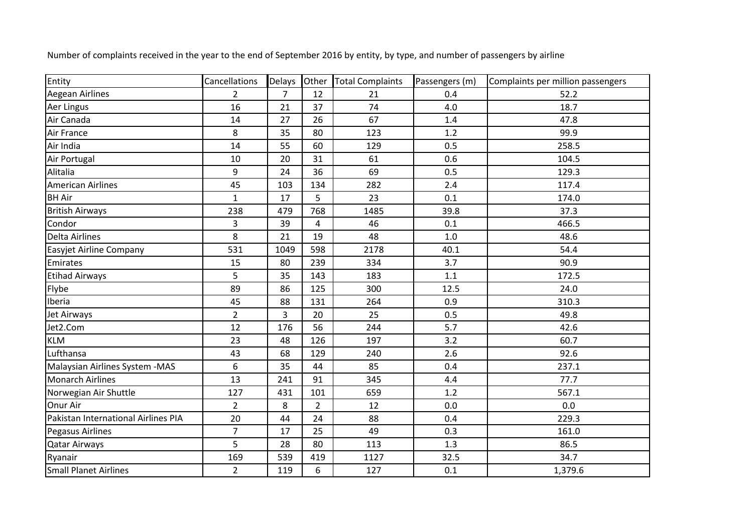Number of complaints received in the year to the end of September 2016 by entity, by type, and number of passengers by airline

| Entity | Cancellations | Delays | Other | Total Complaints | Passengers (m) | Complaints per million passengers |
|---|---|---|---|---|---|---|
| Aegean Airlines | 2 | 7 | 12 | 21 | 0.4 | 52.2 |
| Aer Lingus | 16 | 21 | 37 | 74 | 4.0 | 18.7 |
| Air Canada | 14 | 27 | 26 | 67 | 1.4 | 47.8 |
| Air France | 8 | 35 | 80 | 123 | 1.2 | 99.9 |
| Air India | 14 | 55 | 60 | 129 | 0.5 | 258.5 |
| Air Portugal | 10 | 20 | 31 | 61 | 0.6 | 104.5 |
| Alitalia | 9 | 24 | 36 | 69 | 0.5 | 129.3 |
| American Airlines | 45 | 103 | 134 | 282 | 2.4 | 117.4 |
| BH Air | 1 | 17 | 5 | 23 | 0.1 | 174.0 |
| British Airways | 238 | 479 | 768 | 1485 | 39.8 | 37.3 |
| Condor | 3 | 39 | 4 | 46 | 0.1 | 466.5 |
| Delta Airlines | 8 | 21 | 19 | 48 | 1.0 | 48.6 |
| Easyjet Airline Company | 531 | 1049 | 598 | 2178 | 40.1 | 54.4 |
| Emirates | 15 | 80 | 239 | 334 | 3.7 | 90.9 |
| Etihad Airways | 5 | 35 | 143 | 183 | 1.1 | 172.5 |
| Flybe | 89 | 86 | 125 | 300 | 12.5 | 24.0 |
| Iberia | 45 | 88 | 131 | 264 | 0.9 | 310.3 |
| Jet Airways | 2 | 3 | 20 | 25 | 0.5 | 49.8 |
| Jet2.Com | 12 | 176 | 56 | 244 | 5.7 | 42.6 |
| KLM | 23 | 48 | 126 | 197 | 3.2 | 60.7 |
| Lufthansa | 43 | 68 | 129 | 240 | 2.6 | 92.6 |
| Malaysian Airlines System -MAS | 6 | 35 | 44 | 85 | 0.4 | 237.1 |
| Monarch Airlines | 13 | 241 | 91 | 345 | 4.4 | 77.7 |
| Norwegian Air Shuttle | 127 | 431 | 101 | 659 | 1.2 | 567.1 |
| Onur Air | 2 | 8 | 2 | 12 | 0.0 | 0.0 |
| Pakistan International Airlines PIA | 20 | 44 | 24 | 88 | 0.4 | 229.3 |
| Pegasus Airlines | 7 | 17 | 25 | 49 | 0.3 | 161.0 |
| Qatar Airways | 5 | 28 | 80 | 113 | 1.3 | 86.5 |
| Ryanair | 169 | 539 | 419 | 1127 | 32.5 | 34.7 |
| Small Planet Airlines | 2 | 119 | 6 | 127 | 0.1 | 1,379.6 |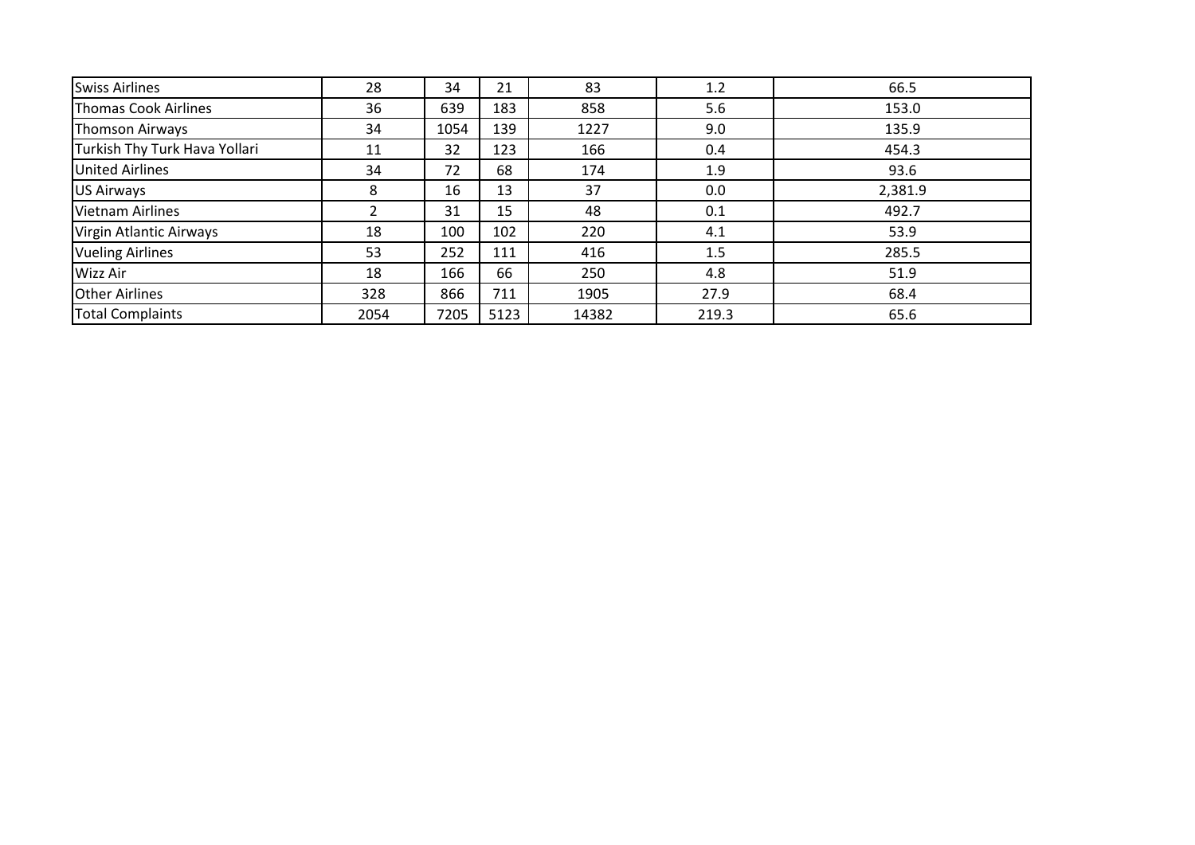| | | | | | | |
|---|---|---|---|---|---|---|
| Swiss Airlines | 28 | 34 | 21 | 83 | 1.2 | 66.5 |
| Thomas Cook Airlines | 36 | 639 | 183 | 858 | 5.6 | 153.0 |
| Thomson Airways | 34 | 1054 | 139 | 1227 | 9.0 | 135.9 |
| Turkish Thy Turk Hava Yollari | 11 | 32 | 123 | 166 | 0.4 | 454.3 |
| United Airlines | 34 | 72 | 68 | 174 | 1.9 | 93.6 |
| US Airways | 8 | 16 | 13 | 37 | 0.0 | 2,381.9 |
| Vietnam Airlines | 2 | 31 | 15 | 48 | 0.1 | 492.7 |
| Virgin Atlantic Airways | 18 | 100 | 102 | 220 | 4.1 | 53.9 |
| Vueling Airlines | 53 | 252 | 111 | 416 | 1.5 | 285.5 |
| Wizz Air | 18 | 166 | 66 | 250 | 4.8 | 51.9 |
| Other Airlines | 328 | 866 | 711 | 1905 | 27.9 | 68.4 |
| Total Complaints | 2054 | 7205 | 5123 | 14382 | 219.3 | 65.6 |